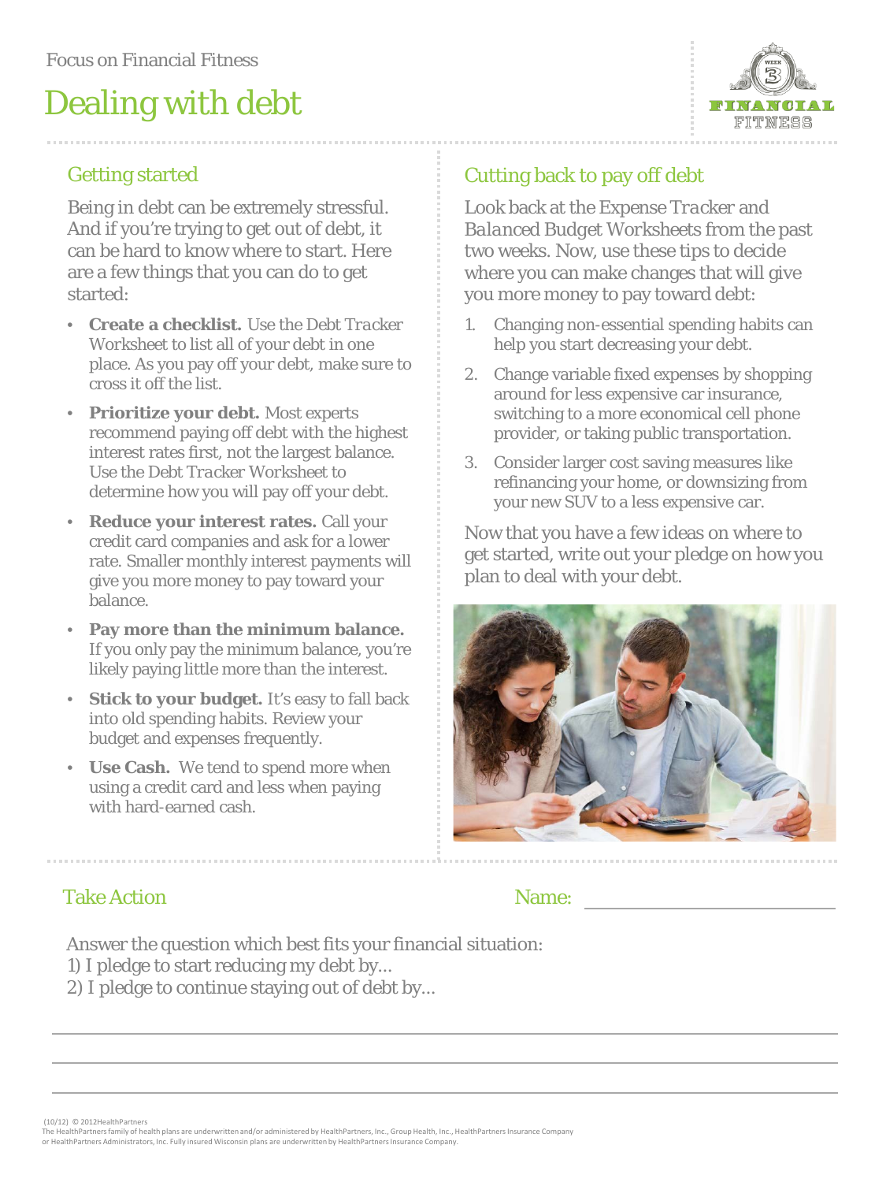Focus on Financial Fitness

# Dealing with debt

## Getting started

Being in debt can be extremely stressful. And if you're trying to get out of debt, it can be hard to know where to start. Here are a few things that you can do to get started:

- **Create a checklist.** Use the Debt Tracker Worksheet to list all of your debt in one place. As you pay off your debt, make sure to cross it off the list.
- **Prioritize your debt.** Most experts recommend paying off debt with the highest interest rates first, not the largest balance. Use the Debt Tracker Worksheet to determine how you will pay off your debt.
- **Reduce your interest rates.** Call your credit card companies and ask for a lower rate. Smaller monthly interest payments will give you more money to pay toward your balance.
- **Pay more than the minimum balance.** If you only pay the minimum balance, you're likely paying little more than the interest.
- **Stick to your budget.** It's easy to fall back into old spending habits. Review your budget and expenses frequently.
- **Use Cash.** We tend to spend more when using a credit card and less when paying with hard-earned cash.

## Cutting back to pay off debt

Look back at the Expense Tracker and Balanced Budget Worksheets from the past two weeks. Now, use these tips to decide where you can make changes that will give you more money to pay toward debt:

1. Changing non-essential spending habits can help you start decreasing your debt.
2. Change variable fixed expenses by shopping around for less expensive car insurance, switching to a more economical cell phone provider, or taking public transportation.
3. Consider larger cost saving measures like refinancing your home, or downsizing from your new SUV to a less expensive car.

Now that you have a few ideas on where to get started, write out your pledge on how you plan to deal with your debt.

## Take Action

Name: ____________________

Answer the question which best fits your financial situation:
1) I pledge to start reducing my debt by…
2) I pledge to continue staying out of debt by…

_______________________________________________

_______________________________________________

_______________________________________________

(10/12) © 2012HealthPartners
The HealthPartners family of health plans are underwritten and/or administered by HealthPartners, Inc., Group Health, Inc., HealthPartners Insurance Company or HealthPartners Administrators, Inc. Fully insured Wisconsin plans are underwritten by HealthPartners Insurance Company.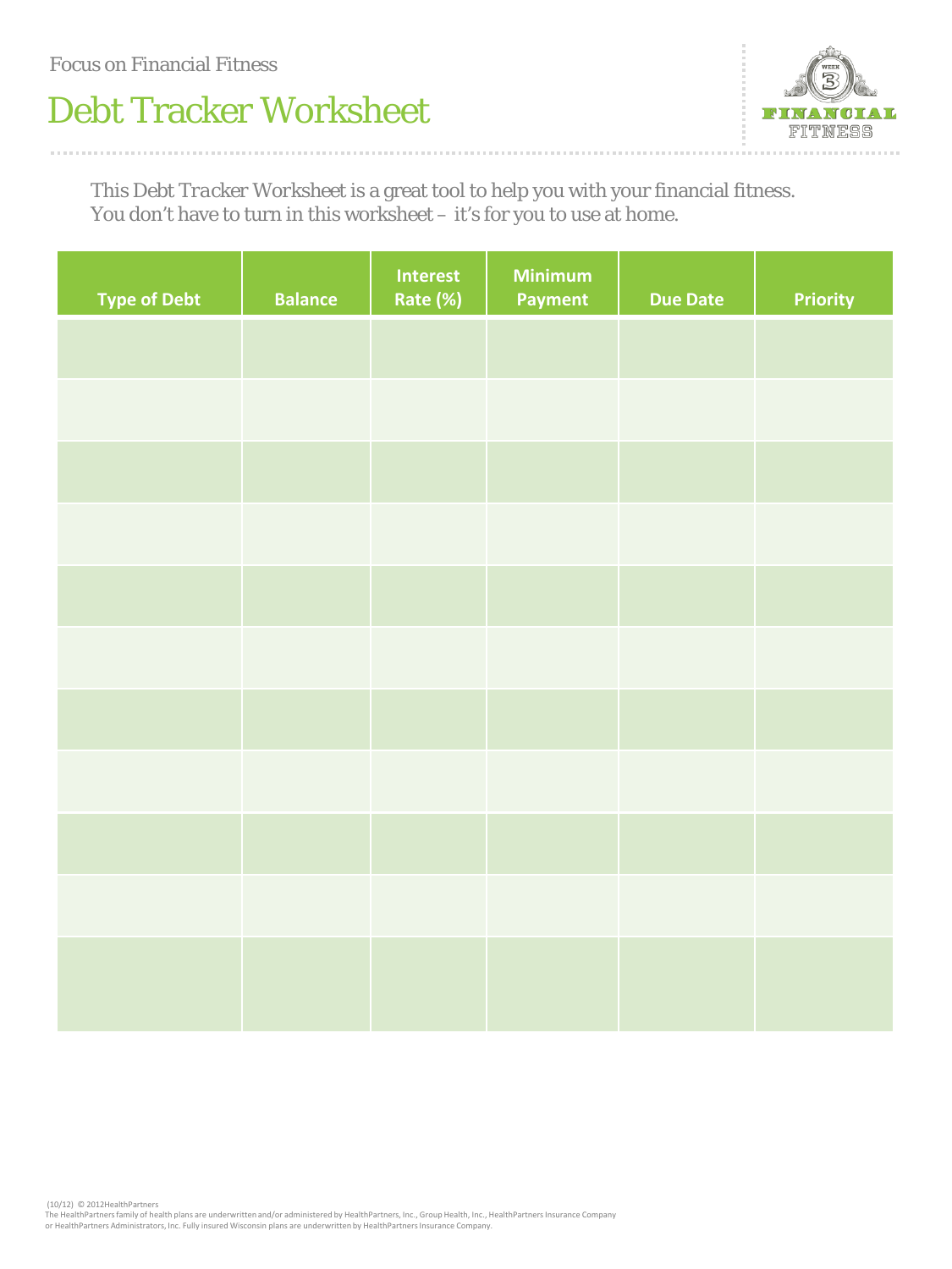Focus on Financial Fitness

# Debt Tracker Worksheet

WEEK 3 FINANCIAL FITNESS

*This Debt Tracker Worksheet is a great tool to help you with your financial fitness. You don't have to turn in this worksheet – it's for you to use at home.*

| Type of Debt | Balance | Interest Rate (%) | Minimum Payment | Due Date | Priority |
|---|---|---|---|---|---|
| | | | | | |
| | | | | | |
| | | | | | |
| | | | | | |
| | | | | | |
| | | | | | |
| | | | | | |
| | | | | | |
| | | | | | |
| | | | | | |
| | | | | | |

(10/12) © 2012HealthPartners
The HealthPartners family of health plans are underwritten and/or administered by HealthPartners, Inc., Group Health, Inc., HealthPartners Insurance Company or HealthPartners Administrators, Inc. Fully insured Wisconsin plans are underwritten by HealthPartners Insurance Company.